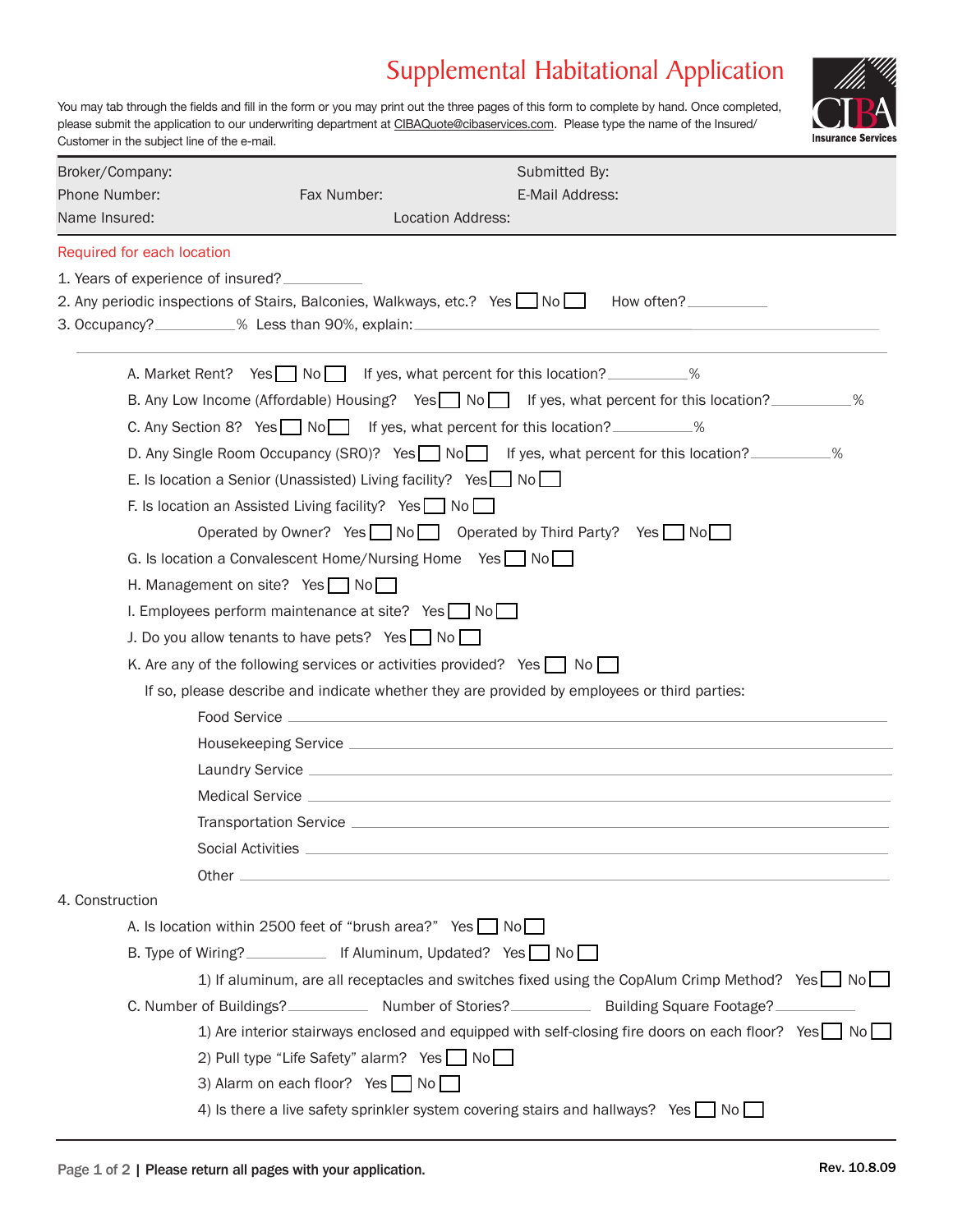# Supplemental Habitational Application

You may tab through the fields and fill in the form or you may print out the three pages of this form to complete by hand. Once completed, please submit the application to our underwriting department at CIBAQuote@cibaservices.com. Please type the name of the Insured/Customer in the subject line of the e-mail.

CIBA Insurance Services

Broker/Company: Submitted By:

Phone Number: Fax Number: E-Mail Address:

Name Insured: Location Address:

Required for each location

1. Years of experience of insured? __________
2. Any periodic inspections of Stairs, Balconies, Walkways, etc.? Yes ☐ No ☐ How often? __________
3. Occupancy? __________% Less than 90%, explain: __________

   A. Market Rent? Yes ☐ No ☐ If yes, what percent for this location? __________%

   B. Any Low Income (Affordable) Housing? Yes ☐ No ☐ If yes, what percent for this location? __________%

   C. Any Section 8? Yes ☐ No ☐ If yes, what percent for this location? __________%

   D. Any Single Room Occupancy (SRO)? Yes ☐ No ☐ If yes, what percent for this location? __________%

   E. Is location a Senior (Unassisted) Living facility? Yes ☐ No ☐

   F. Is location an Assisted Living facility? Yes ☐ No ☐

   Operated by Owner? Yes ☐ No ☐ Operated by Third Party? Yes ☐ No ☐

   G. Is location a Convalescent Home/Nursing Home Yes ☐ No ☐

   H. Management on site? Yes ☐ No ☐

   I. Employees perform maintenance at site? Yes ☐ No ☐

   J. Do you allow tenants to have pets? Yes ☐ No ☐

   K. Are any of the following services or activities provided? Yes ☐ No ☐

   If so, please describe and indicate whether they are provided by employees or third parties:

   Food Service __________

   Housekeeping Service __________

   Laundry Service __________

   Medical Service __________

   Transportation Service __________

   Social Activities __________

   Other __________

4. Construction

   A. Is location within 2500 feet of "brush area?" Yes ☐ No ☐

   B. Type of Wiring? __________ If Aluminum, Updated? Yes ☐ No ☐

   1) If aluminum, are all receptacles and switches fixed using the CopAlum Crimp Method? Yes ☐ No ☐

   C. Number of Buildings? __________ Number of Stories? __________ Building Square Footage? __________

   1) Are interior stairways enclosed and equipped with self-closing fire doors on each floor? Yes ☐ No ☐

   2) Pull type "Life Safety" alarm? Yes ☐ No ☐

   3) Alarm on each floor? Yes ☐ No ☐

   4) Is there a live safety sprinkler system covering stairs and hallways? Yes ☐ No ☐

Please return all pages with your application.

Rev. 10.8.09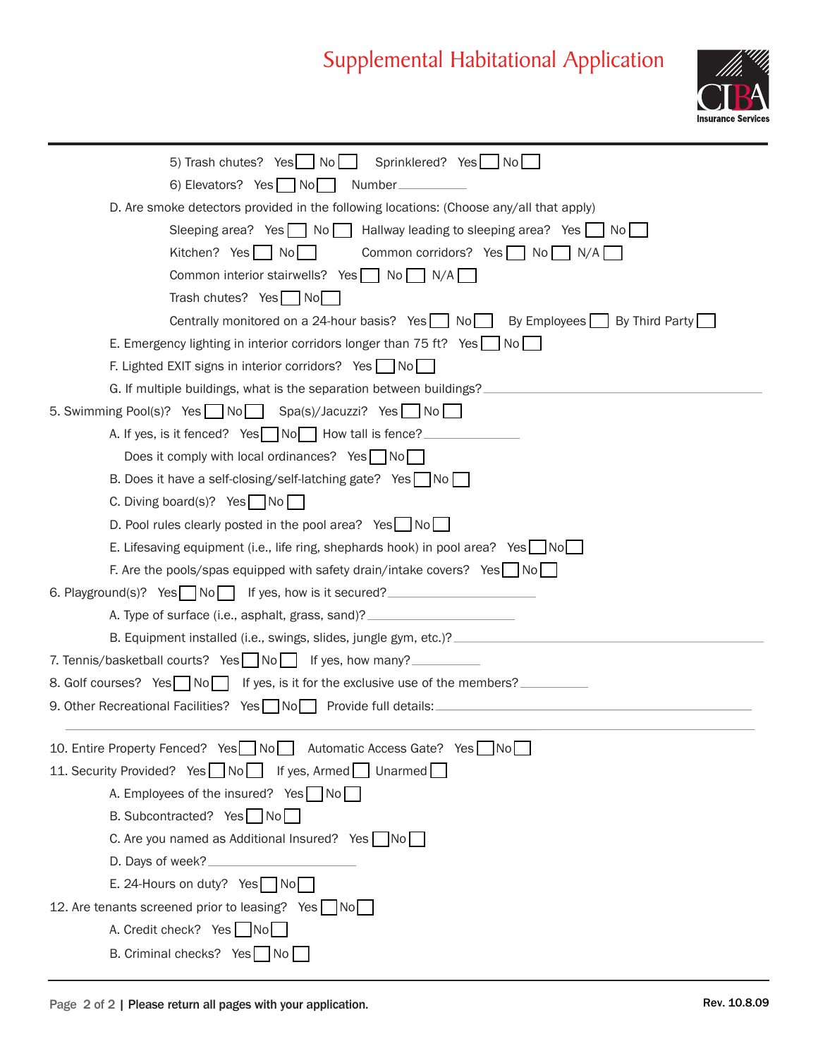# Supplemental Habitational Application

5) Trash chutes? Yes ☐ No ☐ Sprinklered? Yes ☐ No ☐

6) Elevators? Yes ☐ No ☐ Number\_\_\_\_\_\_\_\_\_\_

D. Are smoke detectors provided in the following locations: (Choose any/all that apply)

Sleeping area? Yes ☐ No ☐ Hallway leading to sleeping area? Yes ☐ No ☐

Kitchen? Yes ☐ No ☐ Common corridors? Yes ☐ No ☐ N/A ☐

Common interior stairwells? Yes ☐ No ☐ N/A ☐

Trash chutes? Yes ☐ No ☐

Centrally monitored on a 24-hour basis? Yes ☐ No ☐ By Employees ☐ By Third Party ☐

E. Emergency lighting in interior corridors longer than 75 ft? Yes ☐ No ☐

F. Lighted EXIT signs in interior corridors? Yes ☐ No ☐

G. If multiple buildings, what is the separation between buildings?\_\_\_\_\_\_\_\_\_\_

5. Swimming Pool(s)? Yes ☐ No ☐ Spa(s)/Jacuzzi? Yes ☐ No ☐

A. If yes, is it fenced? Yes ☐ No ☐ How tall is fence?\_\_\_\_\_\_\_\_\_\_

Does it comply with local ordinances? Yes ☐ No ☐

B. Does it have a self-closing/self-latching gate? Yes ☐ No ☐

C. Diving board(s)? Yes ☐ No ☐

D. Pool rules clearly posted in the pool area? Yes ☐ No ☐

E. Lifesaving equipment (i.e., life ring, shephards hook) in pool area? Yes ☐ No ☐

F. Are the pools/spas equipped with safety drain/intake covers? Yes ☐ No ☐

6. Playground(s)? Yes ☐ No ☐ If yes, how is it secured?\_\_\_\_\_\_\_\_\_\_

A. Type of surface (i.e., asphalt, grass, sand)?\_\_\_\_\_\_\_\_\_\_

B. Equipment installed (i.e., swings, slides, jungle gym, etc.)?\_\_\_\_\_\_\_\_\_\_

7. Tennis/basketball courts? Yes ☐ No ☐ If yes, how many?\_\_\_\_\_\_\_\_\_\_

8. Golf courses? Yes ☐ No ☐ If yes, is it for the exclusive use of the members?\_\_\_\_\_\_\_\_\_\_

9. Other Recreational Facilities? Yes ☐ No ☐ Provide full details:\_\_\_\_\_\_\_\_\_\_

\_\_\_\_\_\_\_\_\_\_

10. Entire Property Fenced? Yes ☐ No ☐ Automatic Access Gate? Yes ☐ No ☐

11. Security Provided? Yes ☐ No ☐ If yes, Armed ☐ Unarmed ☐

A. Employees of the insured? Yes ☐ No ☐

B. Subcontracted? Yes ☐ No ☐

C. Are you named as Additional Insured? Yes ☐ No ☐

D. Days of week?\_\_\_\_\_\_\_\_\_\_

E. 24-Hours on duty? Yes ☐ No ☐

12. Are tenants screened prior to leasing? Yes ☐ No ☐

A. Credit check? Yes ☐ No ☐

B. Criminal checks? Yes ☐ No ☐

**Please return all pages with your application.**

Rev. 10.8.09